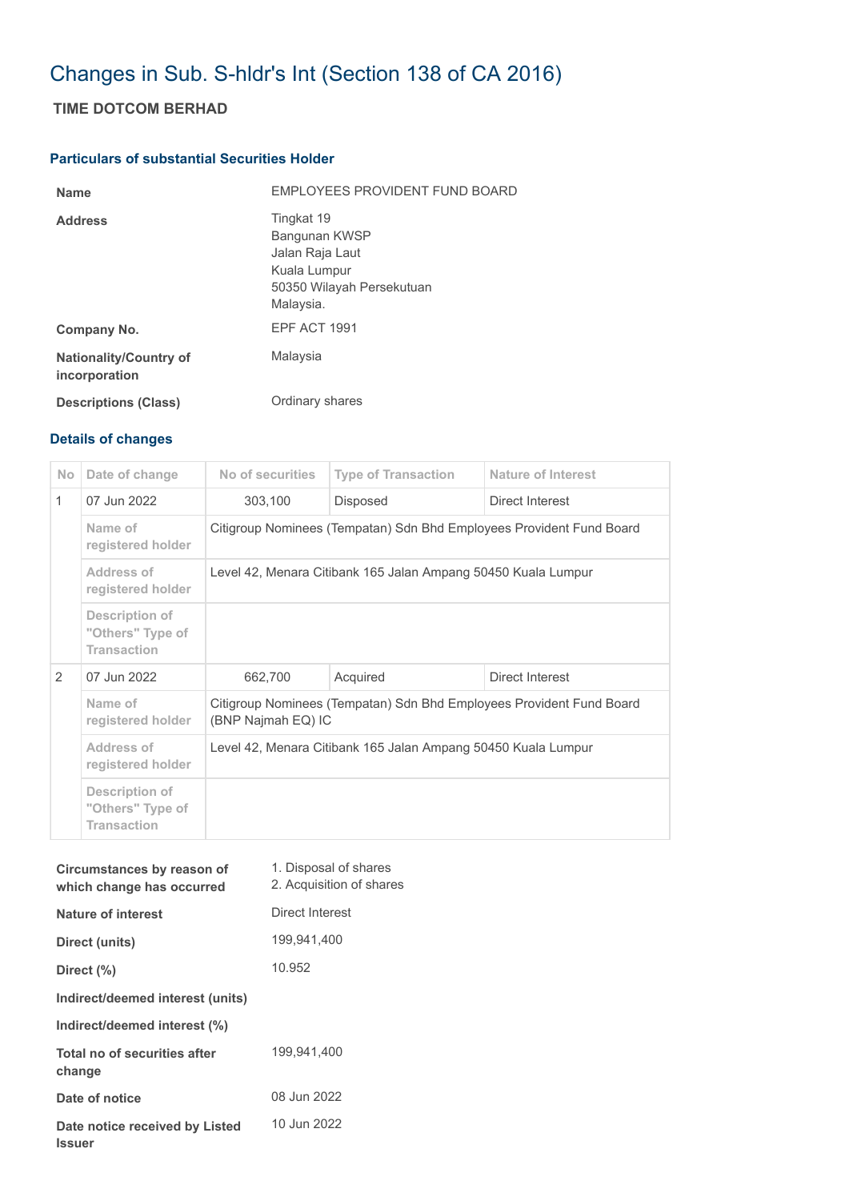# Changes in Sub. S-hldr's Int (Section 138 of CA 2016)

## TIME DOTCOM BERHAD

### Particulars of substantial Securities Holder

| | |
|---|---|
| **Name** | EMPLOYEES PROVIDENT FUND BOARD |
| **Address** | Tingkat 19<br>Bangunan KWSP<br>Jalan Raja Laut<br>Kuala Lumpur<br>50350 Wilayah Persekutuan<br>Malaysia. |
| **Company No.** | EPF ACT 1991 |
| **Nationality/Country of incorporation** | Malaysia |
| **Descriptions (Class)** | Ordinary shares |

### Details of changes

| No | Date of change | No of securities | Type of Transaction | Nature of Interest |
|---|---|---|---|---|
| 1 | 07 Jun 2022 | 303,100 | Disposed | Direct Interest |
| | Name of registered holder | Citigroup Nominees (Tempatan) Sdn Bhd Employees Provident Fund Board | | |
| | Address of registered holder | Level 42, Menara Citibank 165 Jalan Ampang 50450 Kuala Lumpur | | |
| | Description of "Others" Type of Transaction | | | |
| 2 | 07 Jun 2022 | 662,700 | Acquired | Direct Interest |
| | Name of registered holder | Citigroup Nominees (Tempatan) Sdn Bhd Employees Provident Fund Board (BNP Najmah EQ) IC | | |
| | Address of registered holder | Level 42, Menara Citibank 165 Jalan Ampang 50450 Kuala Lumpur | | |
| | Description of "Others" Type of Transaction | | | |

| | |
|---|---|
| **Circumstances by reason of which change has occurred** | 1. Disposal of shares<br>2. Acquisition of shares |
| **Nature of interest** | Direct Interest |
| **Direct (units)** | 199,941,400 |
| **Direct (%)** | 10.952 |
| **Indirect/deemed interest (units)** | |
| **Indirect/deemed interest (%)** | |
| **Total no of securities after change** | 199,941,400 |
| **Date of notice** | 08 Jun 2022 |
| **Date notice received by Listed Issuer** | 10 Jun 2022 |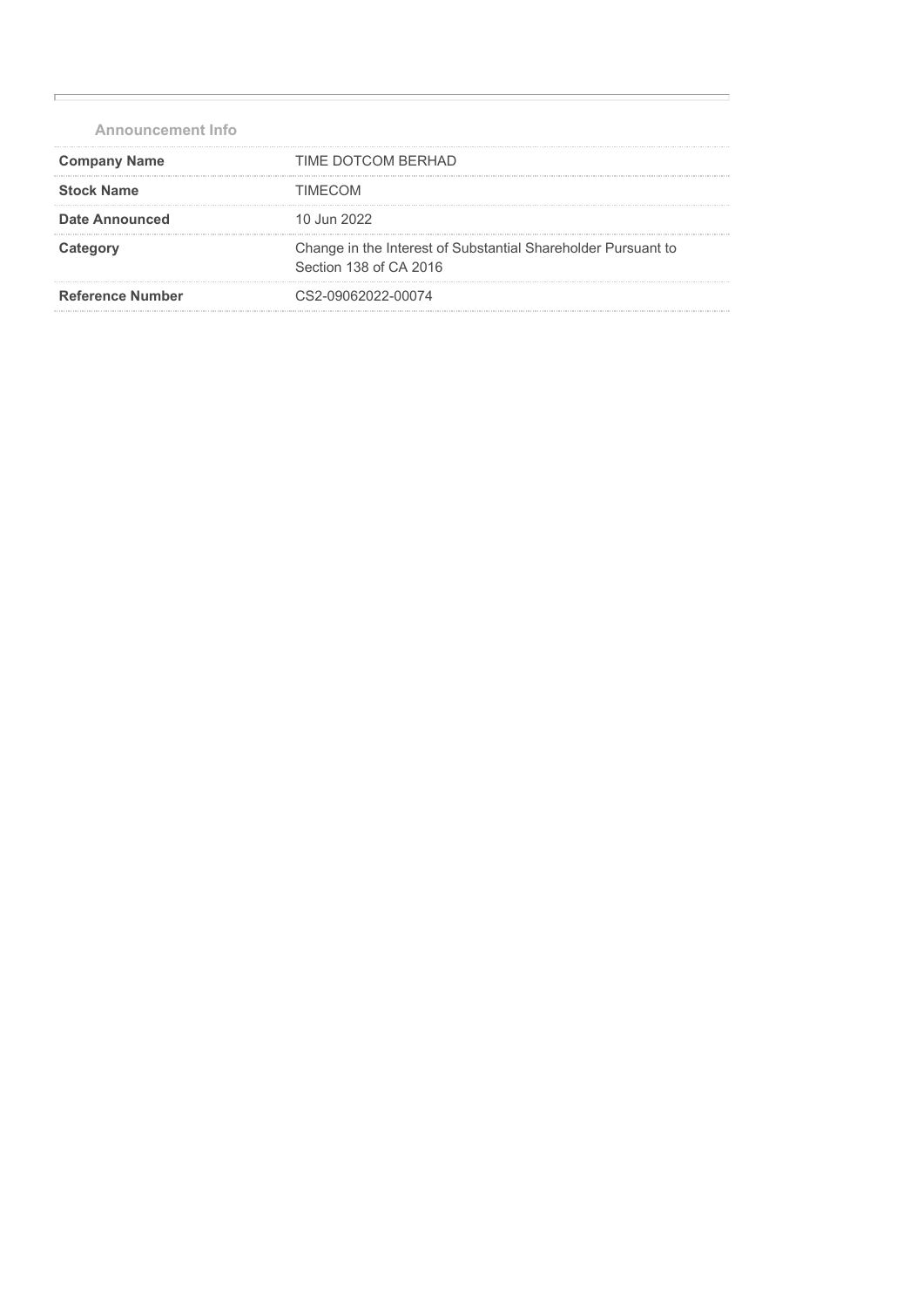### Announcement Info

| | |
|---|---|
| **Company Name** | TIME DOTCOM BERHAD |
| **Stock Name** | TIMECOM |
| **Date Announced** | 10 Jun 2022 |
| **Category** | Change in the Interest of Substantial Shareholder Pursuant to Section 138 of CA 2016 |
| **Reference Number** | CS2-09062022-00074 |